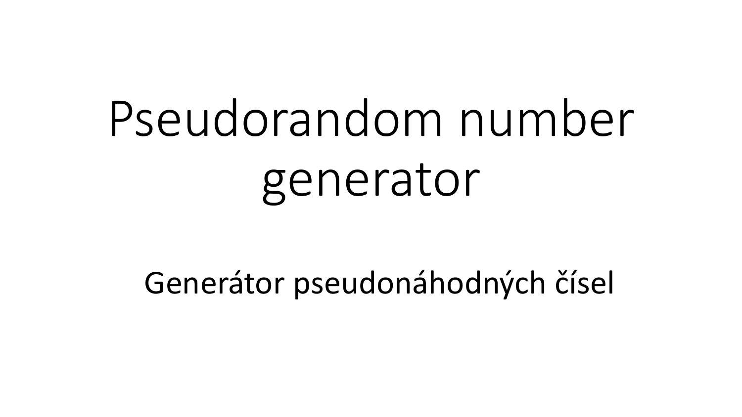# Pseudorandom number generator

Generátor pseudonáhodných čísel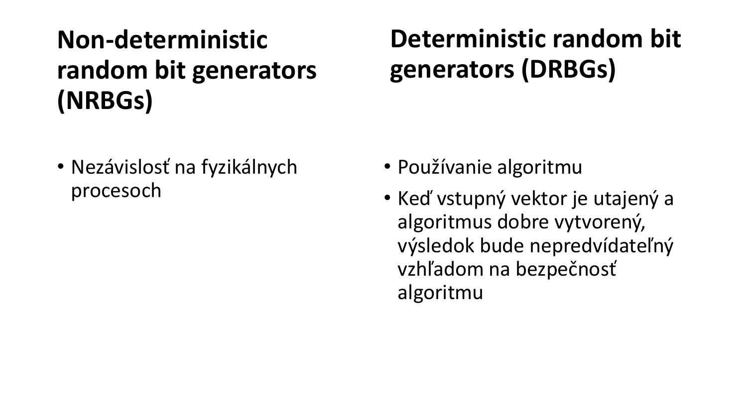## Non-deterministic random bit generators (NRBGs)

- Nezávislosť na fyzikálnych procesoch

## Deterministic random bit generators (DRBGs)

- Používanie algoritmu
- Keď vstupný vektor je utajený a algoritmus dobre vytvorený, výsledok bude nepredvídateľný vzhľadom na bezpečnosť algoritmu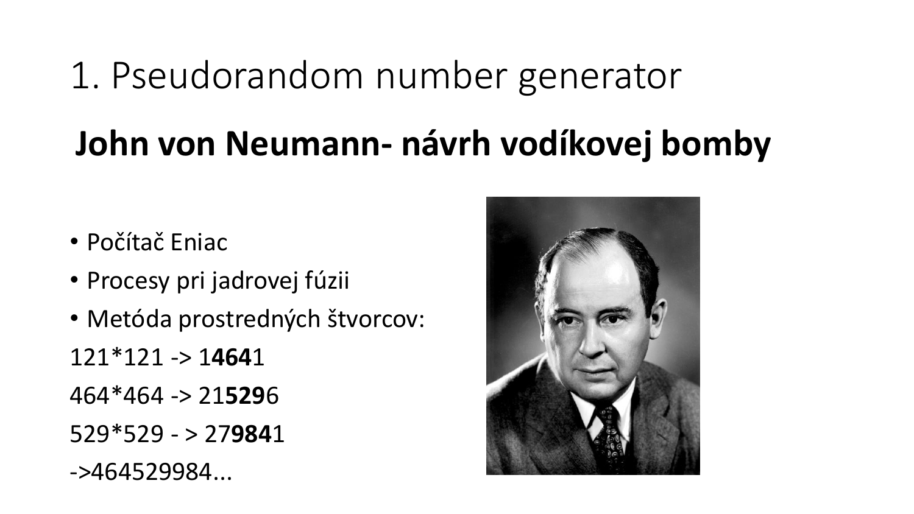# 1. Pseudorandom number generator

## John von Neumann- návrh vodíkovej bomby

- Počítač Eniac
- Procesy pri jadrovej fúzii
- Metóda prostredných štvorcov:

121*121 -> 1**464**1

464*464 -> 21**529**6

529*529 - > 27**984**1

->464529984...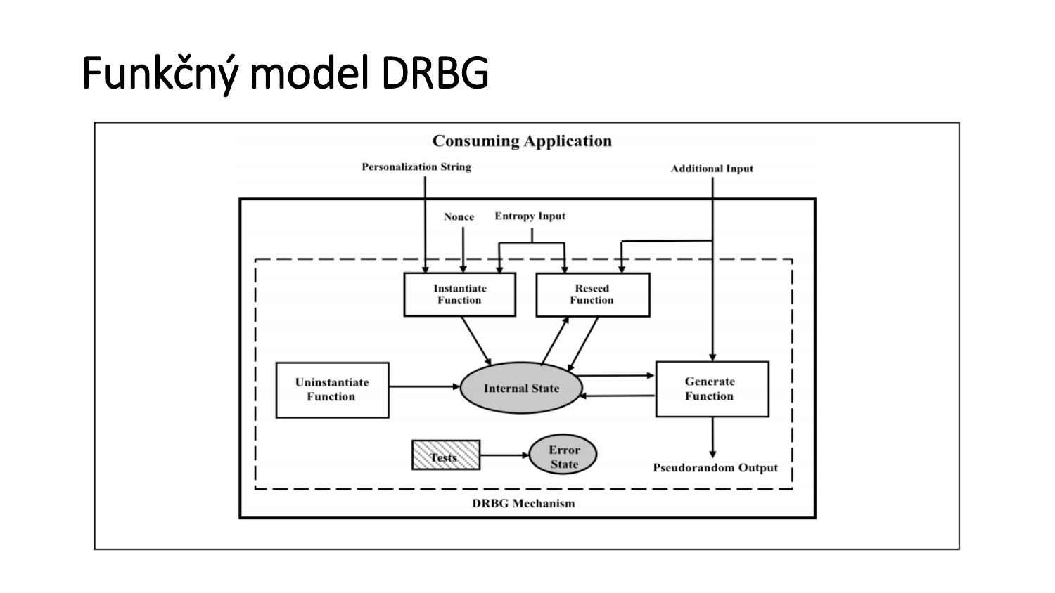# Funkčný model DRBG

Consuming Application

Personalization String

Additional Input

Nonce

Entropy Input

Instantiate Function

Reseed Function

Uninstantiate Function

Internal State

Generate Function

Tests

Error State

Pseudorandom Output

DRBG Mechanism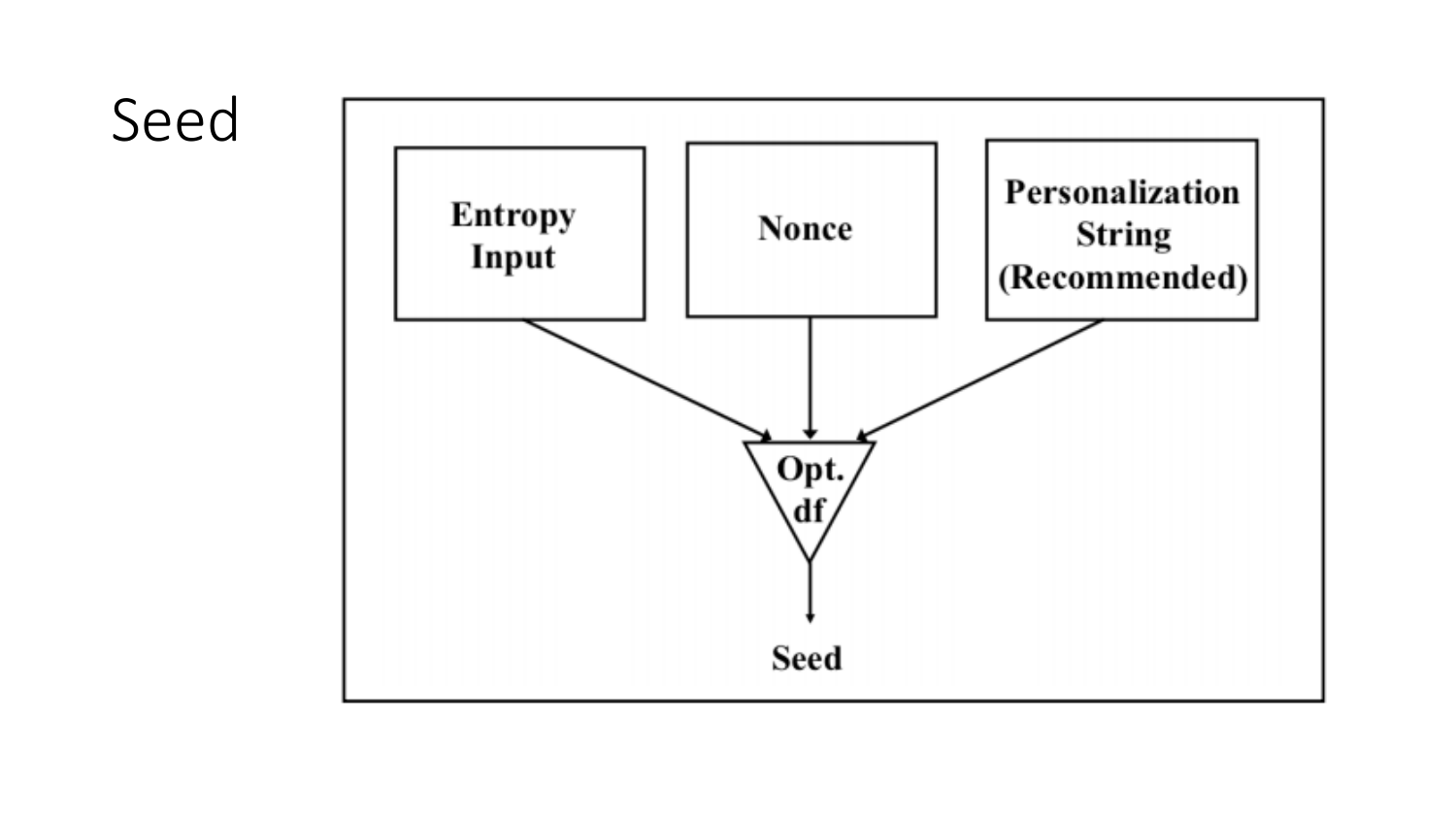# Seed

Entropy Input

Nonce

Personalization String (Recommended)

Opt. df

Seed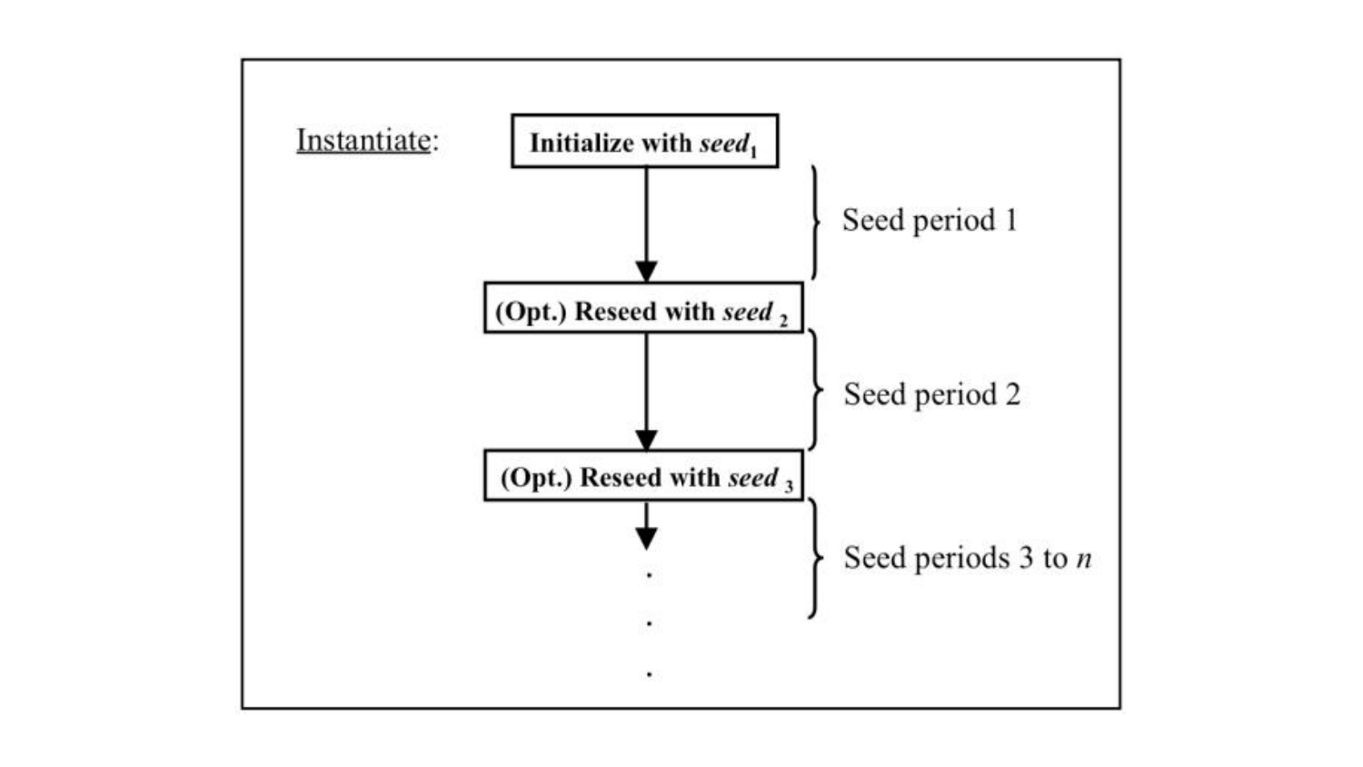Instantiate:

**Initialize with *seed*$_1$**

Seed period 1

**(Opt.) Reseed with *seed*$_2$**

Seed period 2

**(Opt.) Reseed with *seed*$_3$**

Seed periods 3 to $n$

.
.
.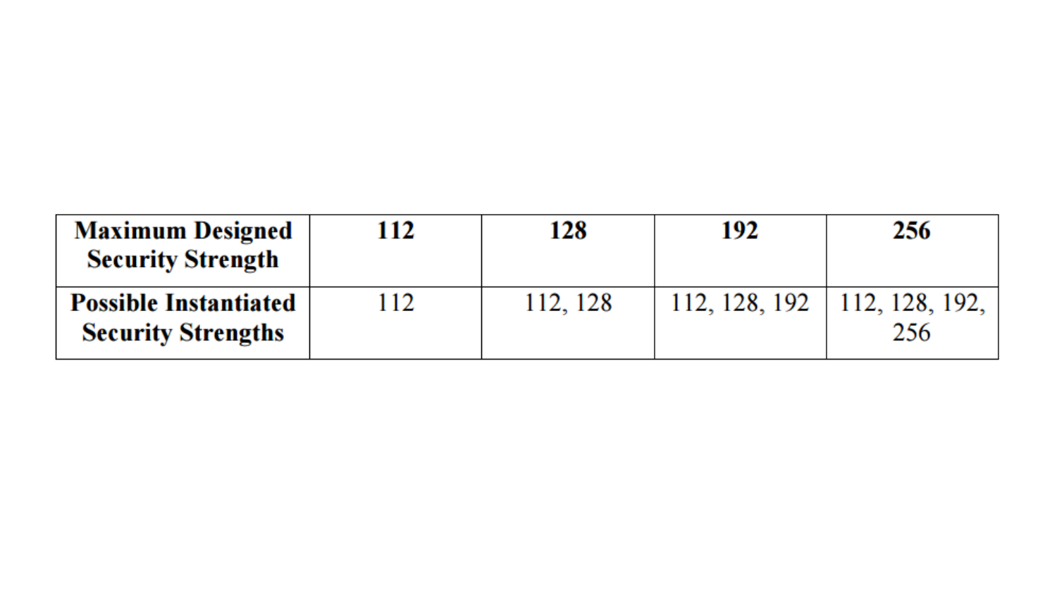| **Maximum Designed Security Strength** | **112** | **128** | **192** | **256** |
|---|---|---|---|---|
| **Possible Instantiated Security Strengths** | 112 | 112, 128 | 112, 128, 192 | 112, 128, 192, 256 |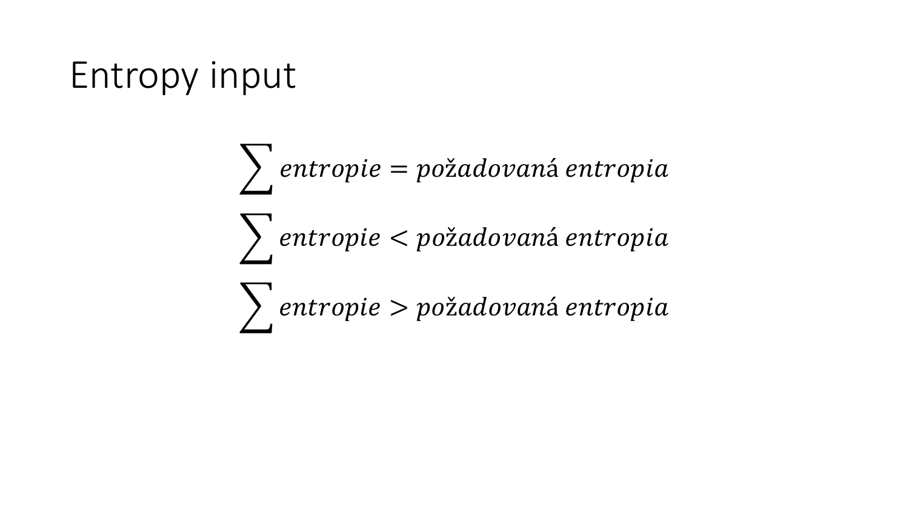# Entropy input

$$\sum entropie = požadovaná\ entropia$$

$$\sum entropie < požadovaná\ entropia$$

$$\sum entropie > požadovaná\ entropia$$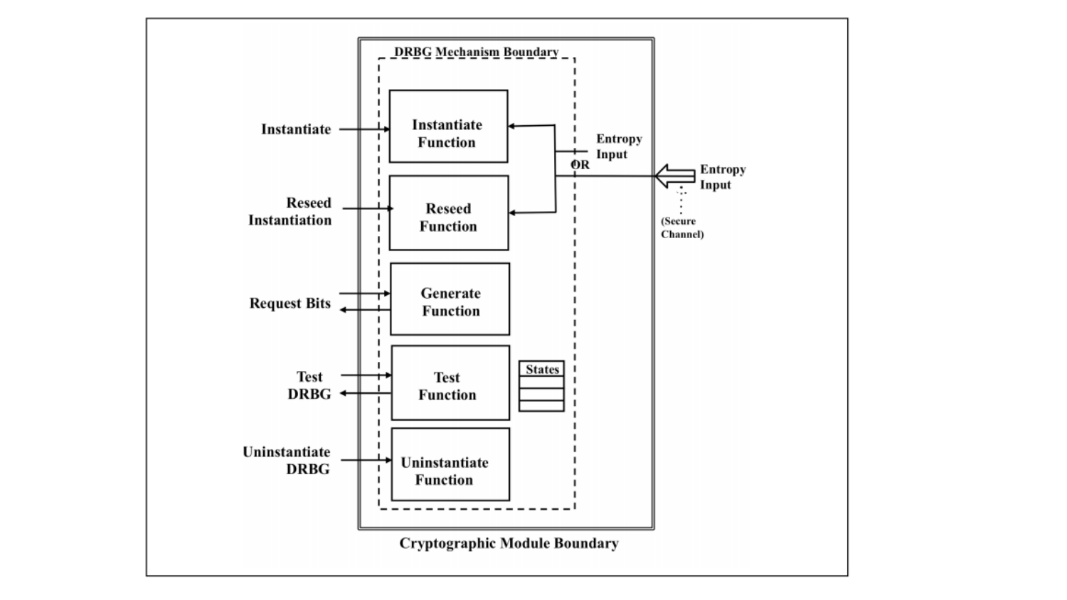DRBG Mechanism Boundary

Instantiate → Instantiate Function

Reseed Instantiation → Reseed Function

Request Bits ↔ Generate Function

Test DRBG ↔ Test Function

Uninstantiate DRBG → Uninstantiate Function

States

Entropy Input

OR

Entropy Input (Secure Channel)

Cryptographic Module Boundary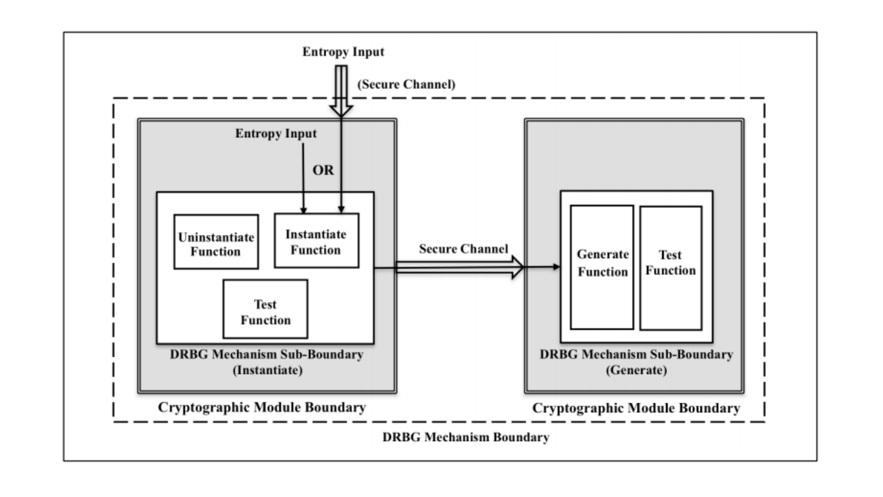Entropy Input

(Secure Channel)

Entropy Input

OR

Uninstantiate Function

Instantiate Function

Test Function

DRBG Mechanism Sub-Boundary (Instantiate)

Cryptographic Module Boundary

Secure Channel

Generate Function

Test Function

DRBG Mechanism Sub-Boundary (Generate)

Cryptographic Module Boundary

DRBG Mechanism Boundary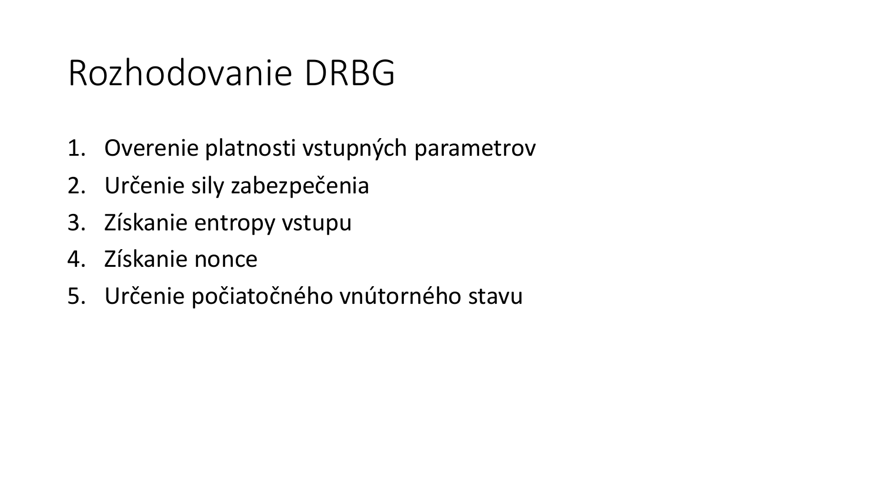# Rozhodovanie DRBG

1. Overenie platnosti vstupných parametrov
2. Určenie sily zabezpečenia
3. Získanie entropy vstupu
4. Získanie nonce
5. Určenie počiatočného vnútorného stavu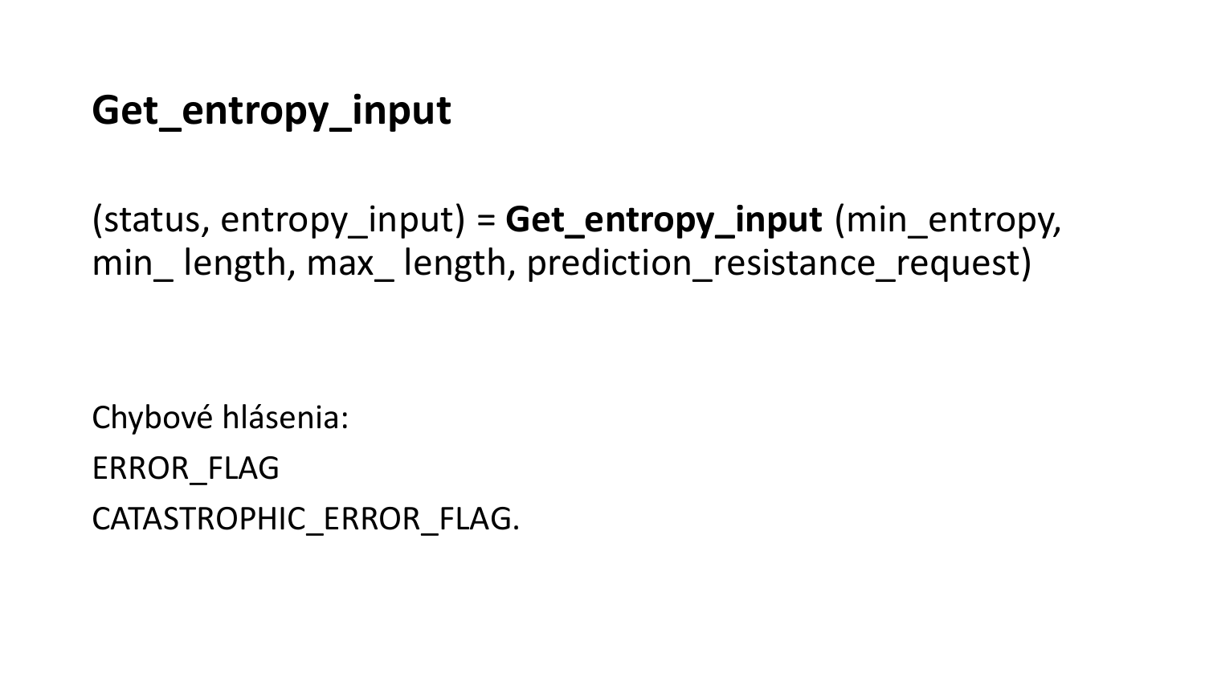# Get_entropy_input

(status, entropy_input) = **Get_entropy_input** (min_entropy, min_ length, max_ length, prediction_resistance_request)

Chybové hlásenia:

ERROR_FLAG

CATASTROPHIC_ERROR_FLAG.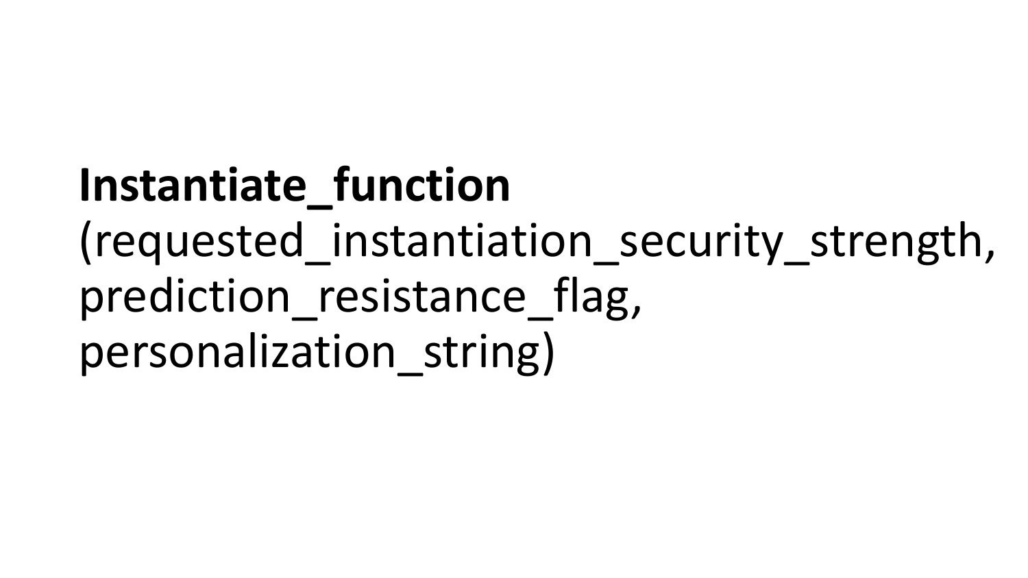**Instantiate_function**
(requested_instantiation_security_strength,
prediction_resistance_flag,
personalization_string)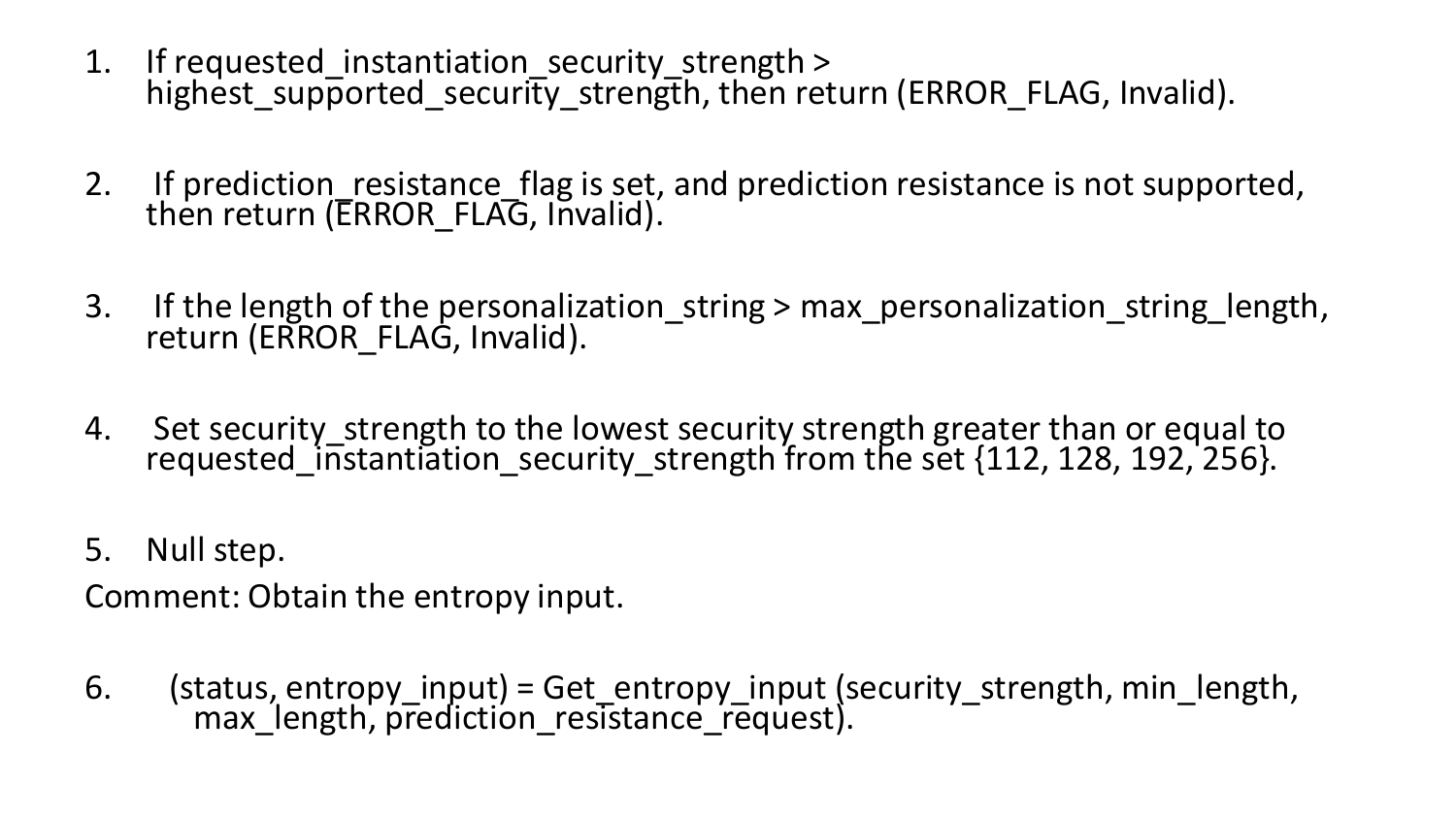1. If requested_instantiation_security_strength > highest_supported_security_strength, then return (ERROR_FLAG, Invalid).

2. If prediction_resistance_flag is set, and prediction resistance is not supported, then return (ERROR_FLAG, Invalid).

3. If the length of the personalization_string > max_personalization_string_length, return (ERROR_FLAG, Invalid).

4. Set security_strength to the lowest security strength greater than or equal to requested_instantiation_security_strength from the set {112, 128, 192, 256}.

5. Null step.

Comment: Obtain the entropy input.

6. (status, entropy_input) = Get_entropy_input (security_strength, min_length, max_length, prediction_resistance_request).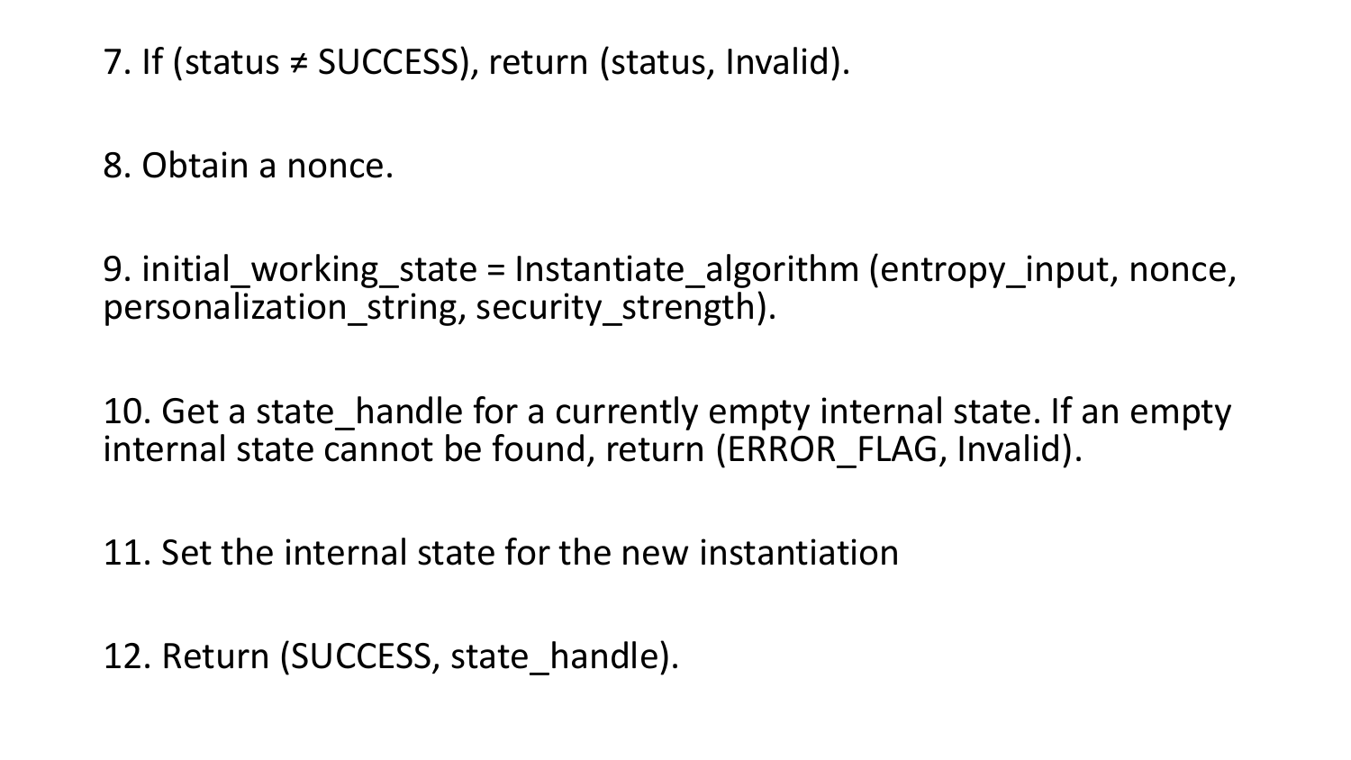7. If (status ≠ SUCCESS), return (status, Invalid).

8. Obtain a nonce.

9. initial_working_state = Instantiate_algorithm (entropy_input, nonce, personalization_string, security_strength).

10. Get a state_handle for a currently empty internal state. If an empty internal state cannot be found, return (ERROR_FLAG, Invalid).

11. Set the internal state for the new instantiation

12. Return (SUCCESS, state_handle).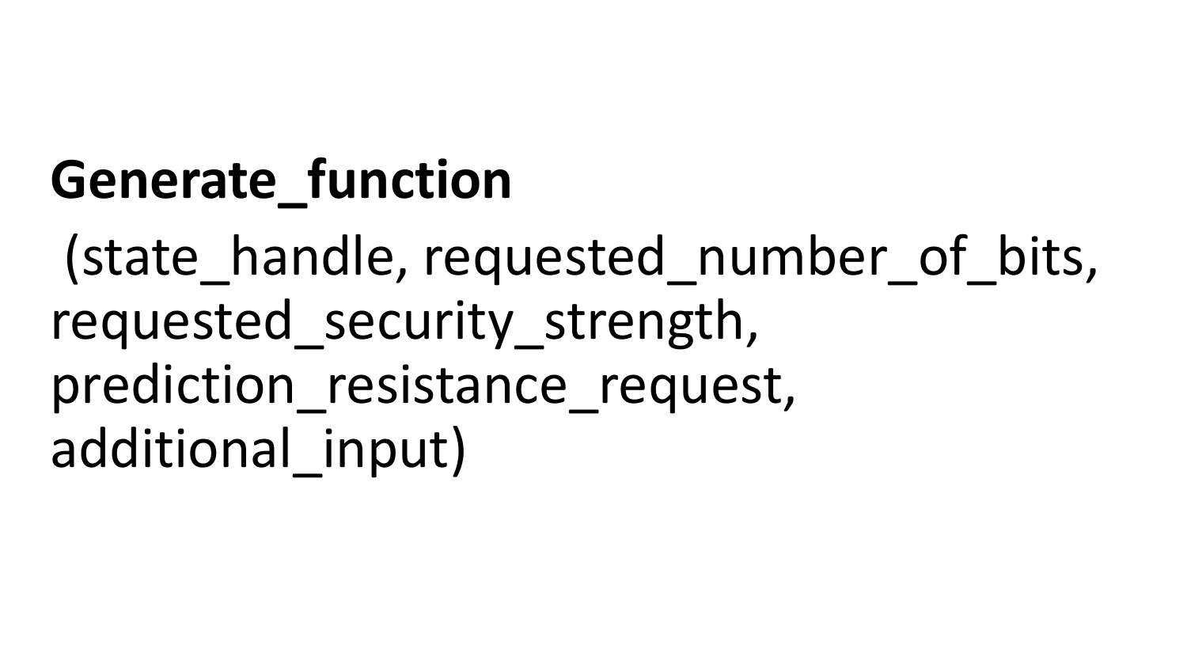**Generate_function**

(state_handle, requested_number_of_bits, requested_security_strength, prediction_resistance_request, additional_input)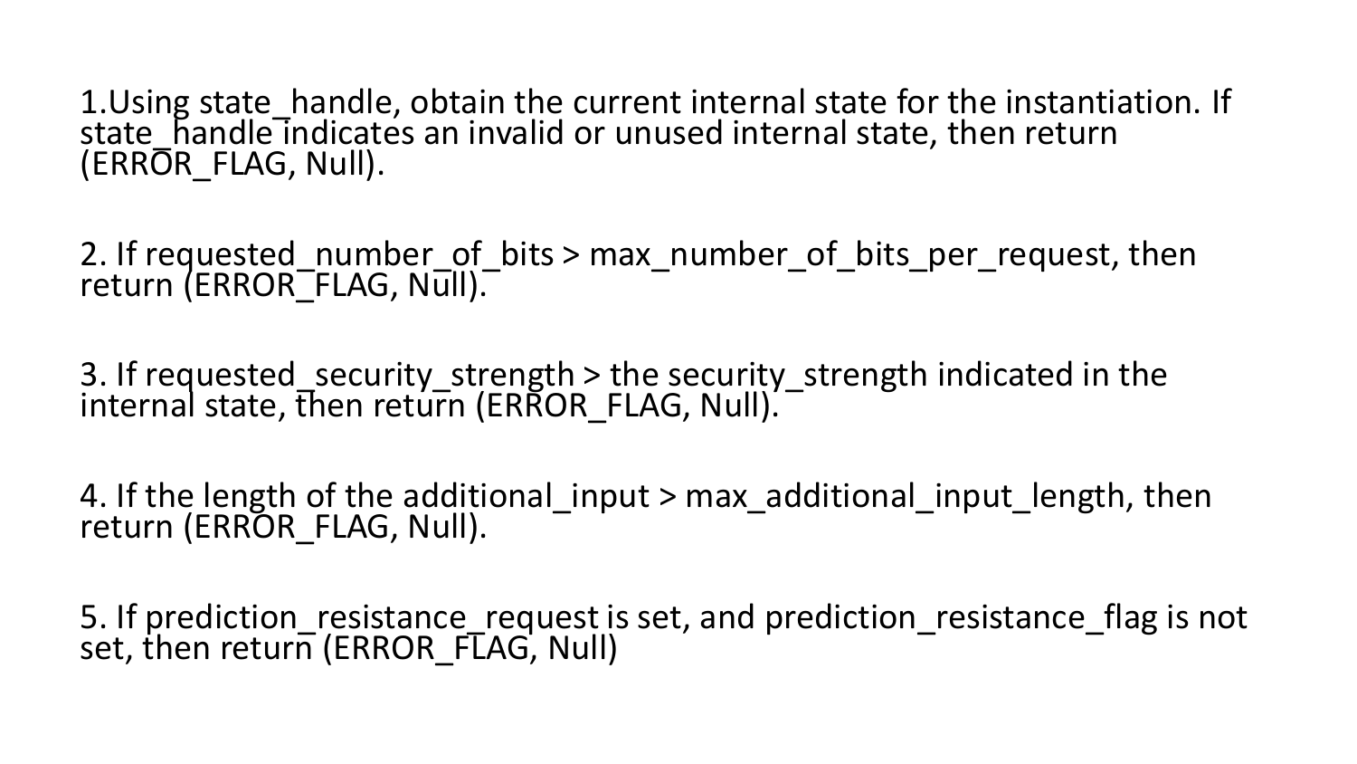1.Using state_handle, obtain the current internal state for the instantiation. If state_handle indicates an invalid or unused internal state, then return (ERROR_FLAG, Null).

2. If requested_number_of_bits > max_number_of_bits_per_request, then return (ERROR_FLAG, Null).

3. If requested_security_strength > the security_strength indicated in the internal state, then return (ERROR_FLAG, Null).

4. If the length of the additional_input > max_additional_input_length, then return (ERROR_FLAG, Null).

5. If prediction_resistance_request is set, and prediction_resistance_flag is not set, then return (ERROR_FLAG, Null)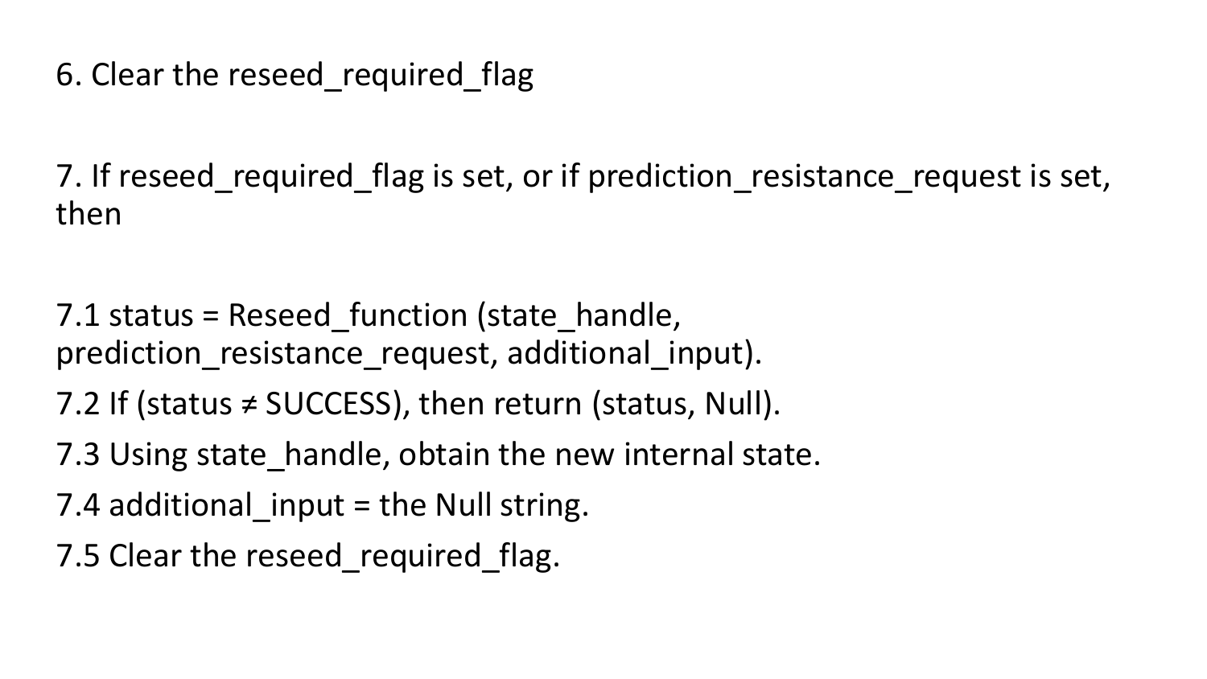6. Clear the reseed_required_flag

7. If reseed_required_flag is set, or if prediction_resistance_request is set, then

7.1 status = Reseed_function (state_handle, prediction_resistance_request, additional_input).

7.2 If (status ≠ SUCCESS), then return (status, Null).

7.3 Using state_handle, obtain the new internal state.

7.4 additional_input = the Null string.

7.5 Clear the reseed_required_flag.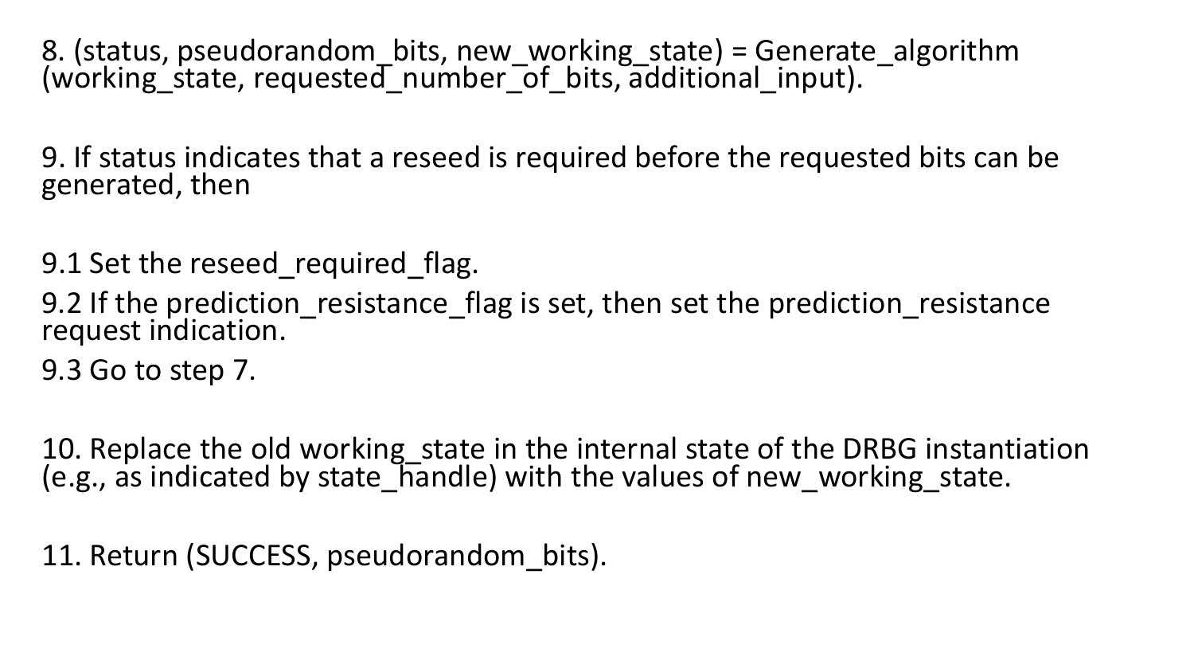8. (status, pseudorandom_bits, new_working_state) = Generate_algorithm (working_state, requested_number_of_bits, additional_input).

9. If status indicates that a reseed is required before the requested bits can be generated, then

9.1 Set the reseed_required_flag.

9.2 If the prediction_resistance_flag is set, then set the prediction_resistance request indication.

9.3 Go to step 7.

10. Replace the old working_state in the internal state of the DRBG instantiation (e.g., as indicated by state_handle) with the values of new_working_state.

11. Return (SUCCESS, pseudorandom_bits).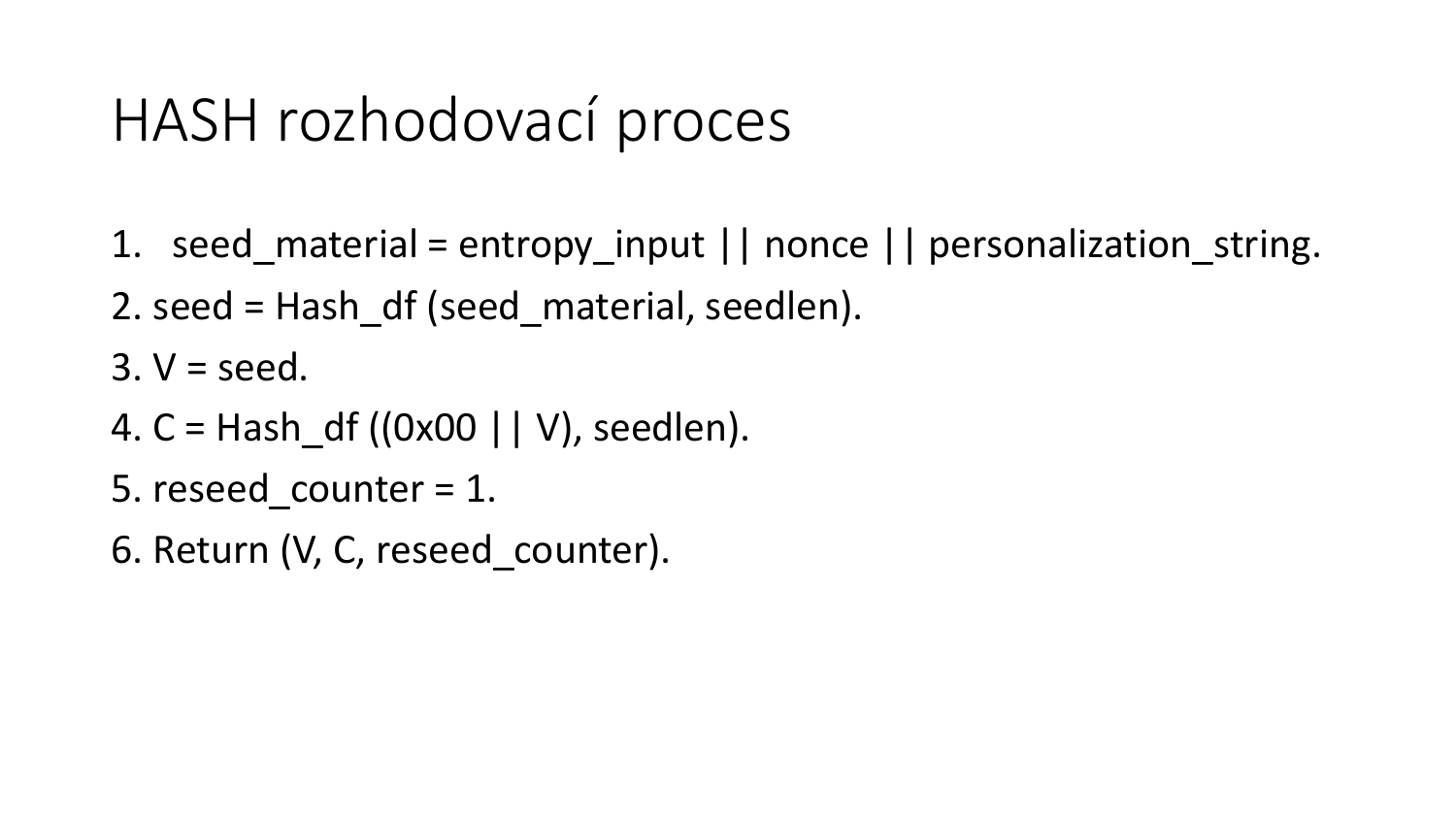# HASH rozhodovací proces

1. seed_material = entropy_input || nonce || personalization_string.
2. seed = Hash_df (seed_material, seedlen).
3. V = seed.
4. C = Hash_df ((0x00 || V), seedlen).
5. reseed_counter = 1.
6. Return (V, C, reseed_counter).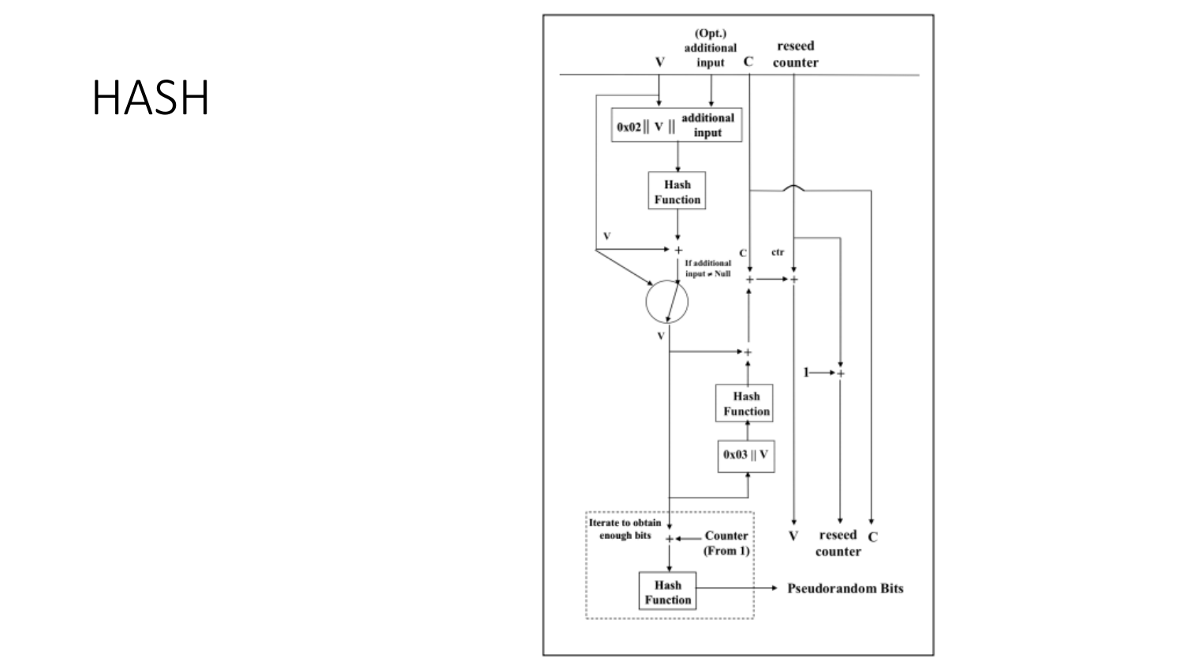# HASH

(Opt.) additional input

V

C

reseed counter

0x02 || V || additional input

Hash Function

V

+

If additional input ≠ Null

C

ctr

+

+

V

+

Hash Function

0x03 || V

1

+

Iterate to obtain enough bits

+

Counter (From 1)

Hash Function

Pseudorandom Bits

V

reseed counter

C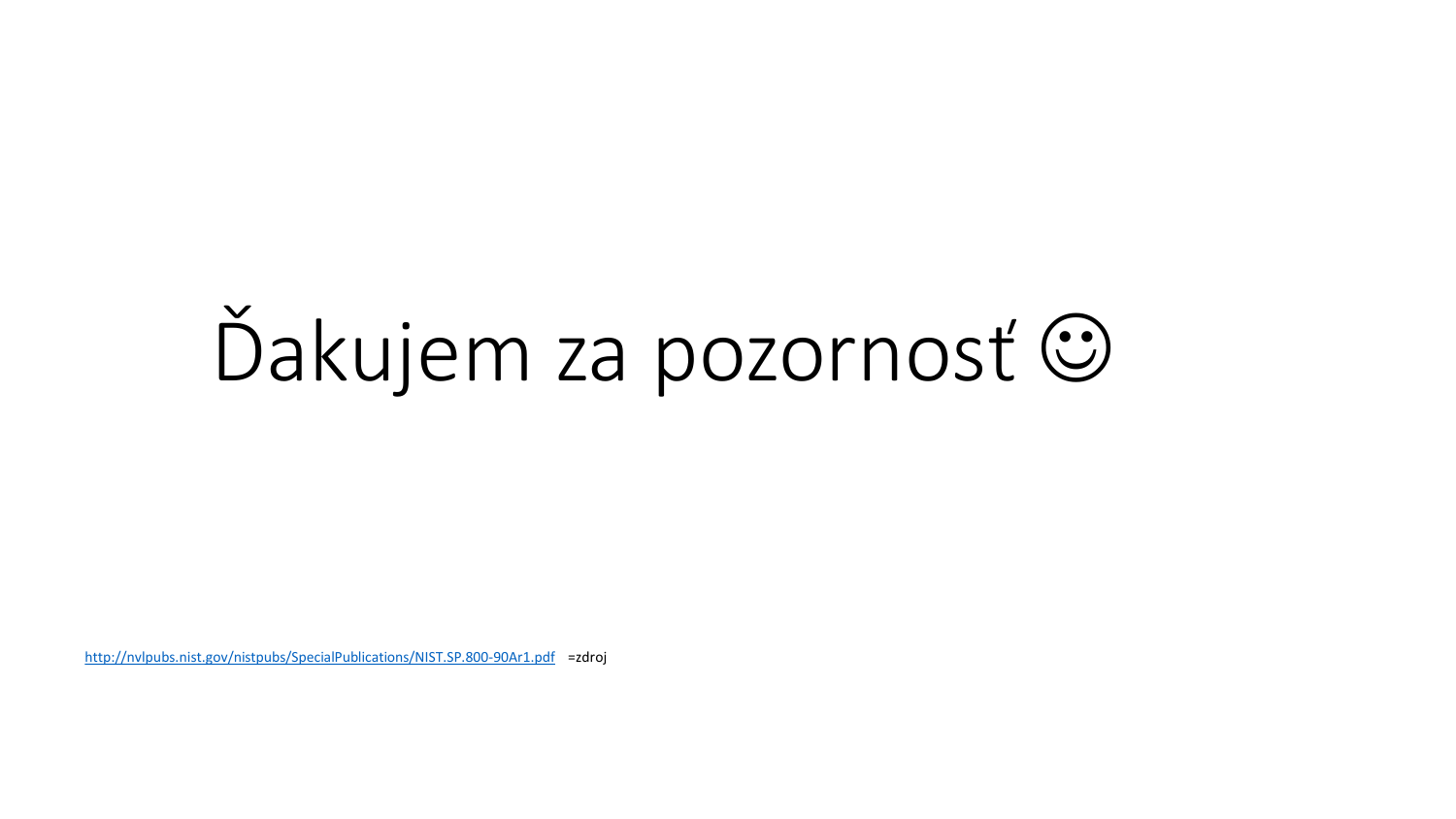# Ďakujem za pozornosť ☺

[http://nvlpubs.nist.gov/nistpubs/SpecialPublications/NIST.SP.800-90Ar1.pdf](http://nvlpubs.nist.gov/nistpubs/SpecialPublications/NIST.SP.800-90Ar1.pdf) =zdroj